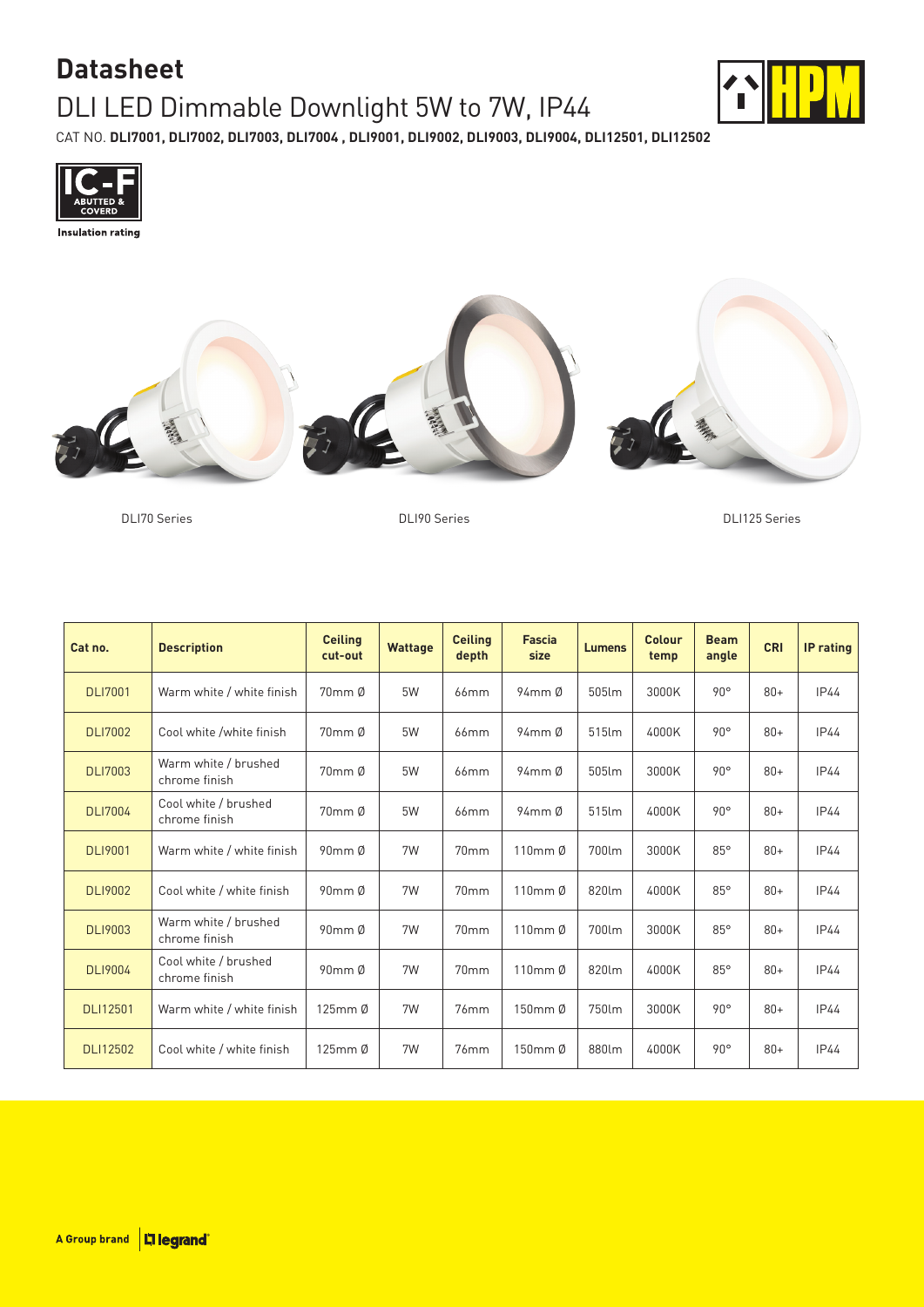# Datasheet

## DLI LED Dimmable Downlight 5W to 7W, IP44

CAT NO. **DLI7001, DLI7002, DLI7003, DLI7004 , DLI9001, DLI9002, DLI9003, DLI9004, DLI12501, DLI12502**

IC-F ABUTTED & COVERD

Insulation rating

DLI70 Series

DLI90 Series

DLI125 Series

| Cat no. | Description | Ceiling cut-out | Wattage | Ceiling depth | Fascia size | Lumens | Colour temp | Beam angle | CRI | IP rating |
|---|---|---|---|---|---|---|---|---|---|---|
| DLI7001 | Warm white / white finish | 70mm Ø | 5W | 66mm | 94mm Ø | 505lm | 3000K | 90° | 80+ | IP44 |
| DLI7002 | Cool white /white finish | 70mm Ø | 5W | 66mm | 94mm Ø | 515lm | 4000K | 90° | 80+ | IP44 |
| DLI7003 | Warm white / brushed chrome finish | 70mm Ø | 5W | 66mm | 94mm Ø | 505lm | 3000K | 90° | 80+ | IP44 |
| DLI7004 | Cool white / brushed chrome finish | 70mm Ø | 5W | 66mm | 94mm Ø | 515lm | 4000K | 90° | 80+ | IP44 |
| DLI9001 | Warm white / white finish | 90mm Ø | 7W | 70mm | 110mm Ø | 700lm | 3000K | 85° | 80+ | IP44 |
| DLI9002 | Cool white / white finish | 90mm Ø | 7W | 70mm | 110mm Ø | 820lm | 4000K | 85° | 80+ | IP44 |
| DLI9003 | Warm white / brushed chrome finish | 90mm Ø | 7W | 70mm | 110mm Ø | 700lm | 3000K | 85° | 80+ | IP44 |
| DLI9004 | Cool white / brushed chrome finish | 90mm Ø | 7W | 70mm | 110mm Ø | 820lm | 4000K | 85° | 80+ | IP44 |
| DLI12501 | Warm white / white finish | 125mm Ø | 7W | 76mm | 150mm Ø | 750lm | 3000K | 90° | 80+ | IP44 |
| DLI12502 | Cool white / white finish | 125mm Ø | 7W | 76mm | 150mm Ø | 880lm | 4000K | 90° | 80+ | IP44 |

A Group brand legrand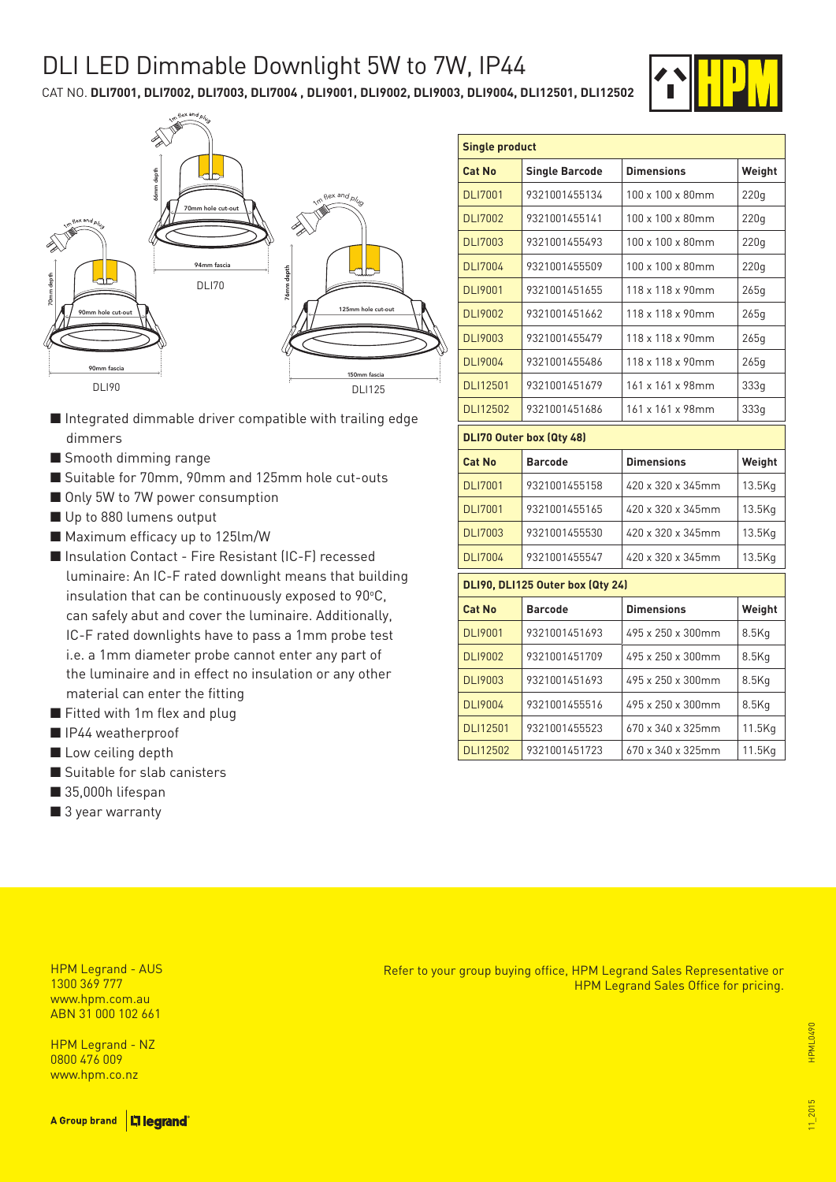# DLI LED Dimmable Downlight 5W to 7W, IP44

CAT NO. **DLI7001, DLI7002, DLI7003, DLI7004 , DLI9001, DLI9002, DLI9003, DLI9004, DLI12501, DLI12502**

1m flex and plug
66mm depth
70mm hole cut-out
94mm fascia
DLI70

1m flex and plug
70mm depth
90mm hole cut-out
90mm fascia
DLI90

1m flex and plug
76mm depth
125mm hole cut-out
150mm fascia
DLI125

- Integrated dimmable driver compatible with trailing edge dimmers
- Smooth dimming range
- Suitable for 70mm, 90mm and 125mm hole cut-outs
- Only 5W to 7W power consumption
- Up to 880 lumens output
- Maximum efficacy up to 125lm/W
- Insulation Contact - Fire Resistant (IC-F) recessed luminaire: An IC-F rated downlight means that building insulation that can be continuously exposed to 90°C, can safely abut and cover the luminaire. Additionally, IC-F rated downlights have to pass a 1mm probe test i.e. a 1mm diameter probe cannot enter any part of the luminaire and in effect no insulation or any other material can enter the fitting
- Fitted with 1m flex and plug
- IP44 weatherproof
- Low ceiling depth
- Suitable for slab canisters
- 35,000h lifespan
- 3 year warranty

**Single product**

| Cat No | Single Barcode | Dimensions | Weight |
|---|---|---|---|
| DLI7001 | 9321001455134 | 100 x 100 x 80mm | 220g |
| DLI7002 | 9321001455141 | 100 x 100 x 80mm | 220g |
| DLI7003 | 9321001455493 | 100 x 100 x 80mm | 220g |
| DLI7004 | 9321001455509 | 100 x 100 x 80mm | 220g |
| DLI9001 | 9321001451655 | 118 x 118 x 90mm | 265g |
| DLI9002 | 9321001451662 | 118 x 118 x 90mm | 265g |
| DLI9003 | 9321001455479 | 118 x 118 x 90mm | 265g |
| DLI9004 | 9321001455486 | 118 x 118 x 90mm | 265g |
| DLI12501 | 9321001451679 | 161 x 161 x 98mm | 333g |
| DLI12502 | 9321001451686 | 161 x 161 x 98mm | 333g |

**DLI70 Outer box (Qty 48)**

| Cat No | Barcode | Dimensions | Weight |
|---|---|---|---|
| DLI7001 | 9321001455158 | 420 x 320 x 345mm | 13.5Kg |
| DLI7001 | 9321001455165 | 420 x 320 x 345mm | 13.5Kg |
| DLI7003 | 9321001455530 | 420 x 320 x 345mm | 13.5Kg |
| DLI7004 | 9321001455547 | 420 x 320 x 345mm | 13.5Kg |

**DLI90, DLI125 Outer box (Qty 24)**

| Cat No | Barcode | Dimensions | Weight |
|---|---|---|---|
| DLI9001 | 9321001451693 | 495 x 250 x 300mm | 8.5Kg |
| DLI9002 | 9321001451709 | 495 x 250 x 300mm | 8.5Kg |
| DLI9003 | 9321001451693 | 495 x 250 x 300mm | 8.5Kg |
| DLI9004 | 9321001455516 | 495 x 250 x 300mm | 8.5Kg |
| DLI12501 | 9321001455523 | 670 x 340 x 325mm | 11.5Kg |
| DLI12502 | 9321001451723 | 670 x 340 x 325mm | 11.5Kg |

HPM Legrand - AUS
1300 369 777
www.hpm.com.au
ABN 31 000 102 661

HPM Legrand - NZ
0800 476 009
www.hpm.co.nz

A Group brand legrand

Refer to your group buying office, HPM Legrand Sales Representative or HPM Legrand Sales Office for pricing.

HPML0490 11_2015